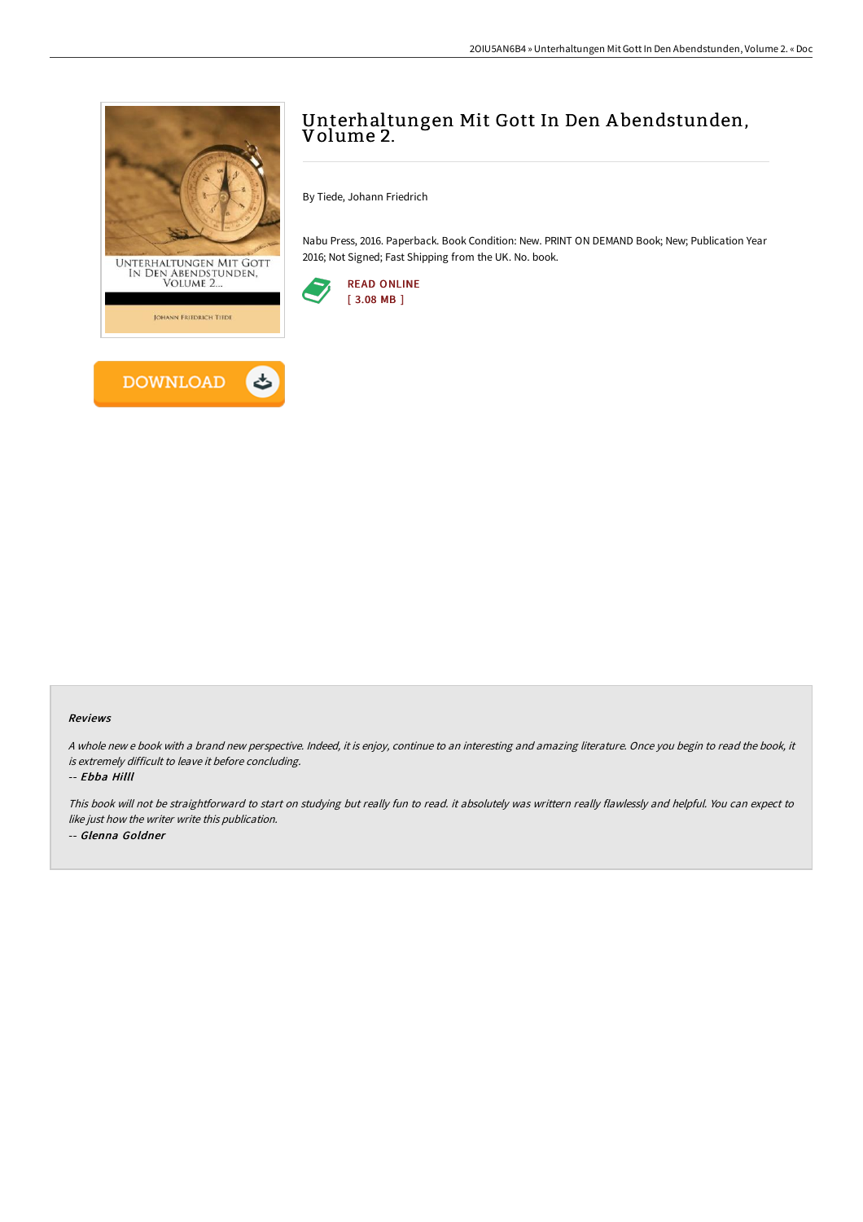# Unterhaltungen Mit Gott In Den Abendstunden, Volume 2.

By Tiede, Johann Friedrich

Nabu Press, 2016. Paperback. Book Condition: New. PRINT ON DEMAND Book; New; Publication Year 2016; Not Signed; Fast Shipping from the UK. No. book.

READ ONLINE
[ 3.08 MB ]

DOWNLOAD

### Reviews

*A whole new e book with a brand new perspective. Indeed, it is enjoy, continue to an interesting and amazing literature. Once you begin to read the book, it is extremely difficult to leave it before concluding.*

*-- Ebba Hilll*

*This book will not be straightforward to start on studying but really fun to read. it absolutely was writtern really flawlessly and helpful. You can expect to like just how the writer write this publication.*

*-- Glenna Goldner*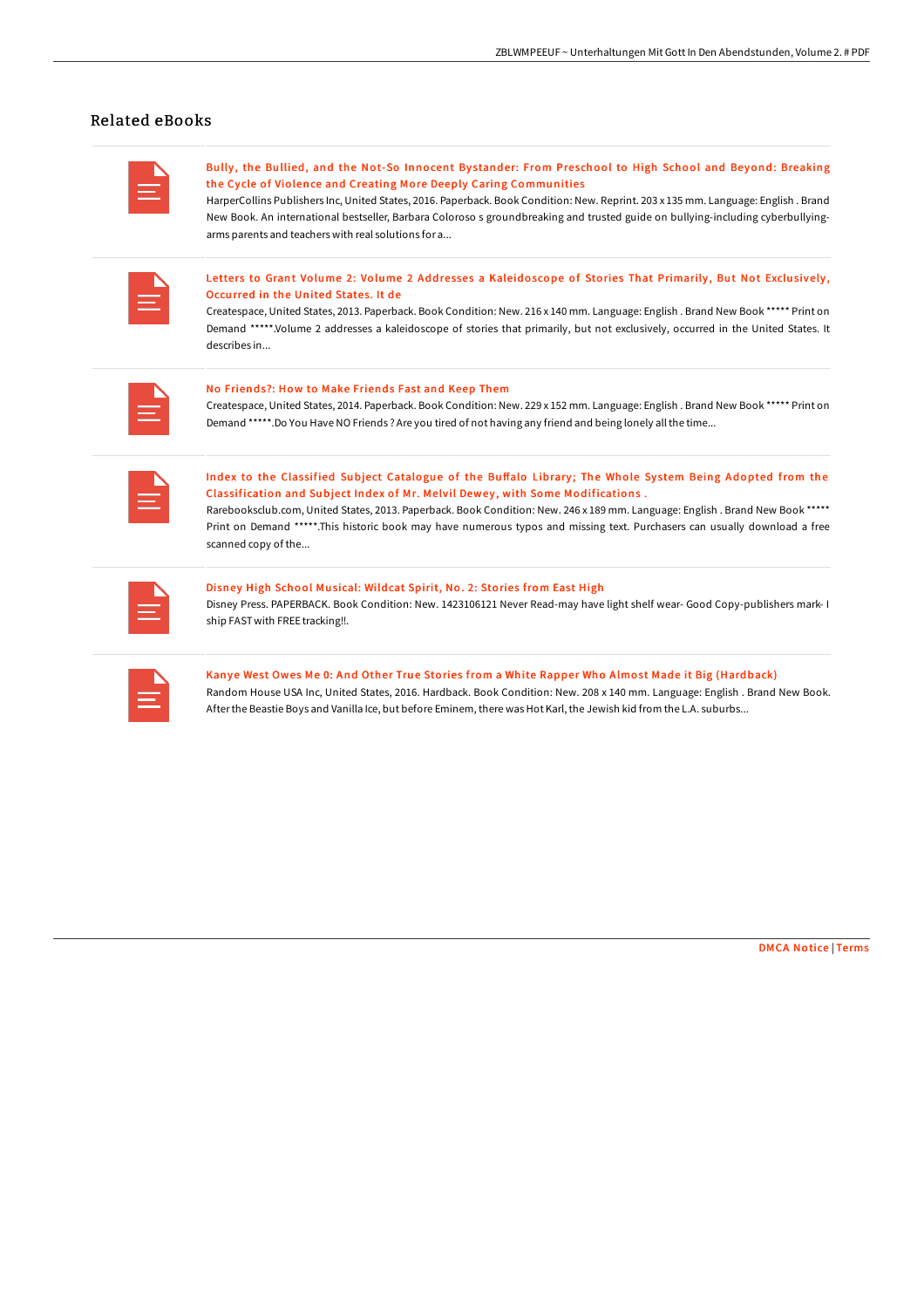## Related eBooks

**Bully, the Bullied, and the Not-So Innocent Bystander: From Preschool to High School and Beyond: Breaking the Cycle of Violence and Creating More Deeply Caring Communities**

HarperCollins Publishers Inc, United States, 2016. Paperback. Book Condition: New. Reprint. 203 x 135 mm. Language: English . Brand New Book. An international bestseller, Barbara Coloroso s groundbreaking and trusted guide on bullying-including cyberbullying-arms parents and teachers with real solutions for a...

**Letters to Grant Volume 2: Volume 2 Addresses a Kaleidoscope of Stories That Primarily, But Not Exclusively, Occurred in the United States. It de**

Createspace, United States, 2013. Paperback. Book Condition: New. 216 x 140 mm. Language: English . Brand New Book ***** Print on Demand *****.Volume 2 addresses a kaleidoscope of stories that primarily, but not exclusively, occurred in the United States. It describes in...

**No Friends?: How to Make Friends Fast and Keep Them**

Createspace, United States, 2014. Paperback. Book Condition: New. 229 x 152 mm. Language: English . Brand New Book ***** Print on Demand *****.Do You Have NO Friends ? Are you tired of not having any friend and being lonely all the time...

**Index to the Classified Subject Catalogue of the Buffalo Library; The Whole System Being Adopted from the Classification and Subject Index of Mr. Melvil Dewey, with Some Modifications .**

Rarebooksclub.com, United States, 2013. Paperback. Book Condition: New. 246 x 189 mm. Language: English . Brand New Book ***** Print on Demand *****.This historic book may have numerous typos and missing text. Purchasers can usually download a free scanned copy of the...

**Disney High School Musical: Wildcat Spirit, No. 2: Stories from East High**

Disney Press. PAPERBACK. Book Condition: New. 1423106121 Never Read-may have light shelf wear- Good Copy-publishers mark- I ship FAST with FREE tracking!!.

**Kanye West Owes Me 0: And Other True Stories from a White Rapper Who Almost Made it Big (Hardback)**

Random House USA Inc, United States, 2016. Hardback. Book Condition: New. 208 x 140 mm. Language: English . Brand New Book. After the Beastie Boys and Vanilla Ice, but before Eminem, there was Hot Karl, the Jewish kid from the L.A. suburbs...